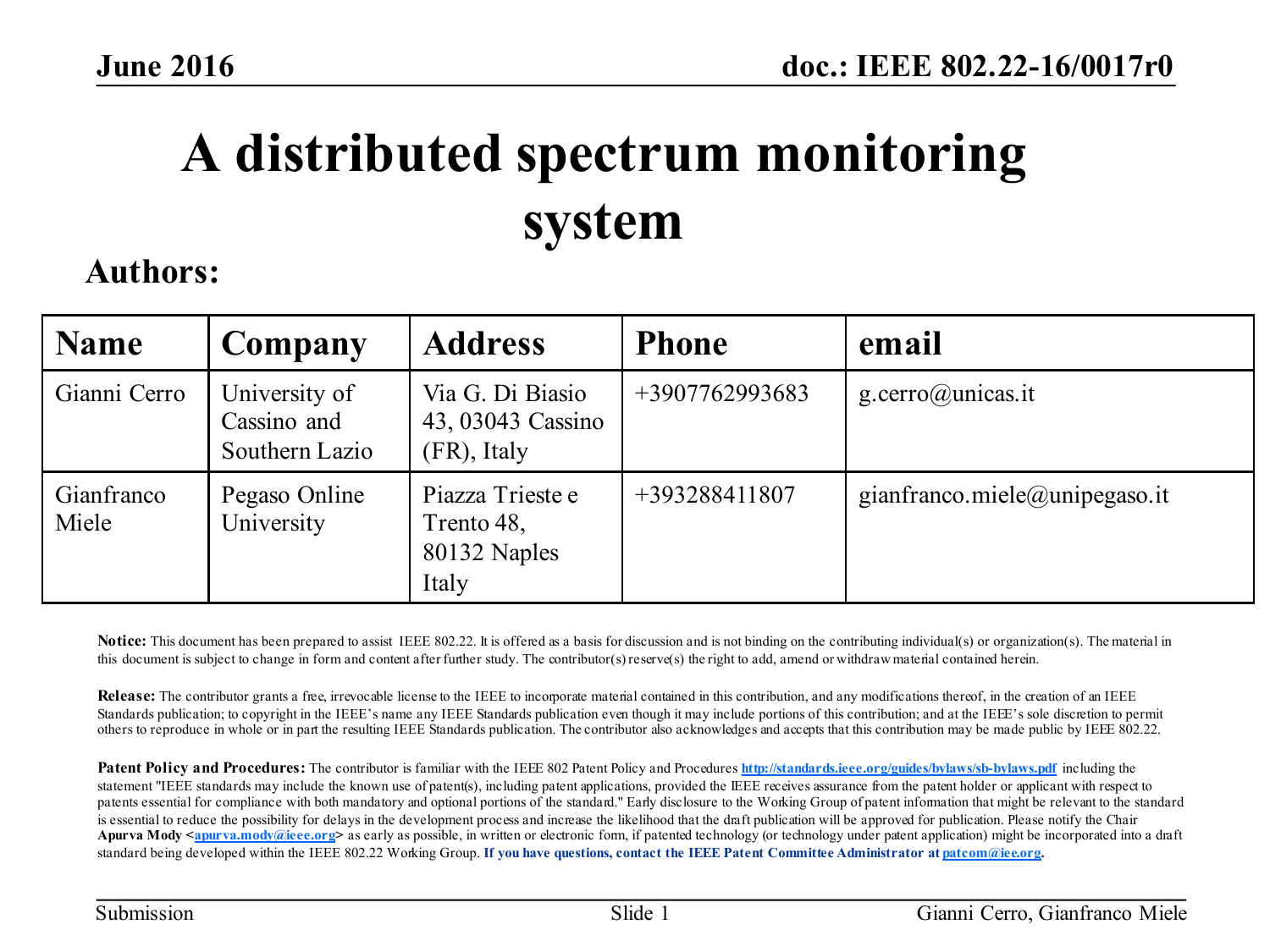# A distributed spectrum monitoring system

**Authors:**

| Name | Company | Address | Phone | email |
|---|---|---|---|---|
| Gianni Cerro | University of Cassino and Southern Lazio | Via G. Di Biasio 43, 03043 Cassino (FR), Italy | +3907762993683 | g.cerro@unicas.it |
| Gianfranco Miele | Pegaso Online University | Piazza Trieste e Trento 48, 80132 Naples Italy | +393288411807 | gianfranco.miele@unipegaso.it |

**Notice:** This document has been prepared to assist IEEE 802.22. It is offered as a basis for discussion and is not binding on the contributing individual(s) or organization(s). The material in this document is subject to change in form and content after further study. The contributor(s) reserve(s) the right to add, amend or withdraw material contained herein.

**Release:** The contributor grants a free, irrevocable license to the IEEE to incorporate material contained in this contribution, and any modifications thereof, in the creation of an IEEE Standards publication; to copyright in the IEEE's name any IEEE Standards publication even though it may include portions of this contribution; and at the IEEE's sole discretion to permit others to reproduce in whole or in part the resulting IEEE Standards publication. The contributor also acknowledges and accepts that this contribution may be made public by IEEE 802.22.

**Patent Policy and Procedures:** The contributor is familiar with the IEEE 802 Patent Policy and Procedures http://standards.ieee.org/guides/bylaws/sb-bylaws.pdf including the statement "IEEE standards may include the known use of patent(s), including patent applications, provided the IEEE receives assurance from the patent holder or applicant with respect to patents essential for compliance with both mandatory and optional portions of the standard." Early disclosure to the Working Group of patent information that might be relevant to the standard is essential to reduce the possibility for delays in the development process and increase the likelihood that the draft publication will be approved for publication. Please notify the Chair **Apurva Mody <apurva.mody@ieee.org>** as early as possible, in written or electronic form, if patented technology (or technology under patent application) might be incorporated into a draft standard being developed within the IEEE 802.22 Working Group. **If you have questions, contact the IEEE Patent Committee Administrator at patcom@iee.org.**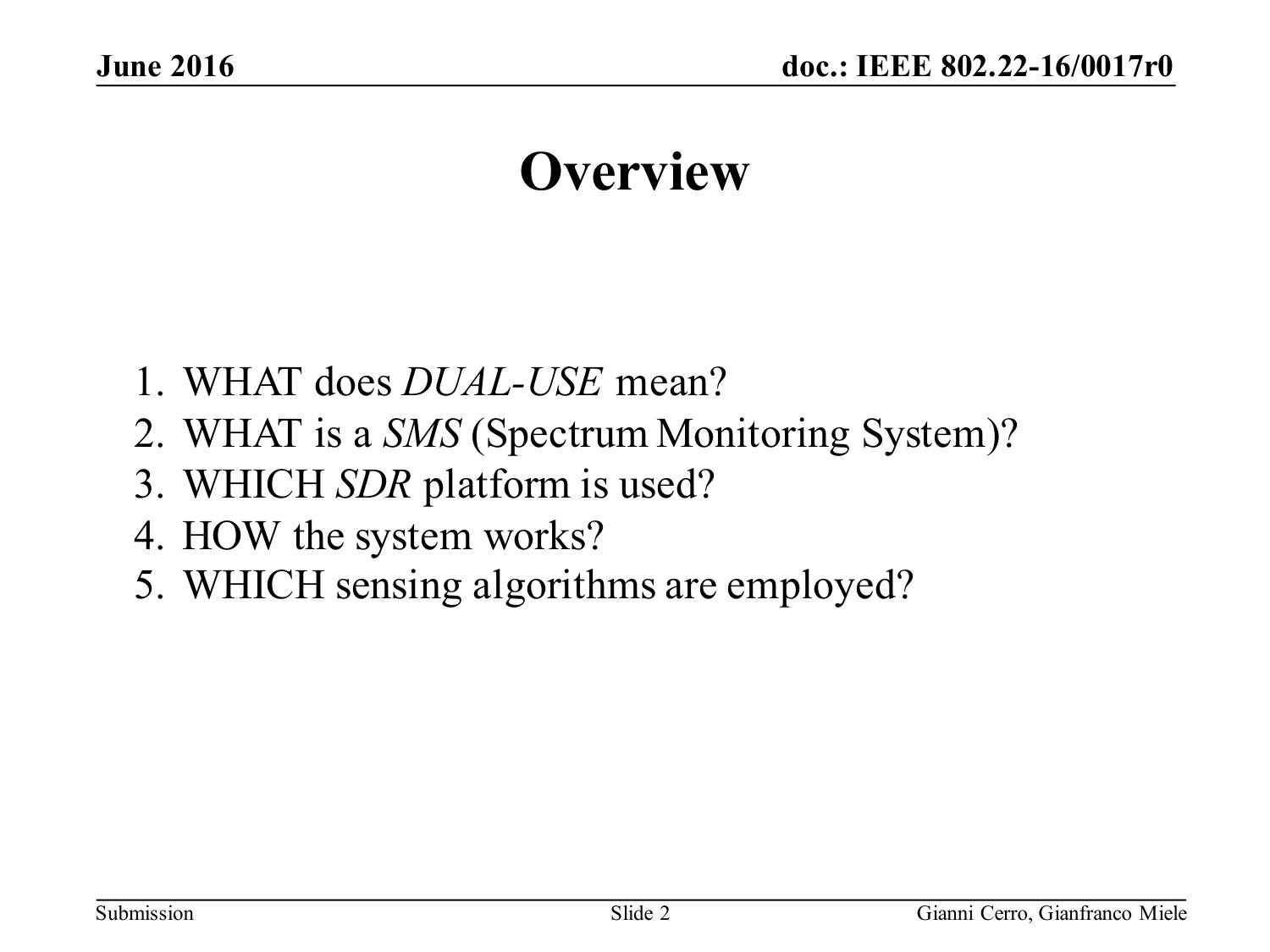# Overview

1. WHAT does *DUAL-USE* mean?
2. WHAT is a *SMS* (Spectrum Monitoring System)?
3. WHICH *SDR* platform is used?
4. HOW the system works?
5. WHICH sensing algorithms are employed?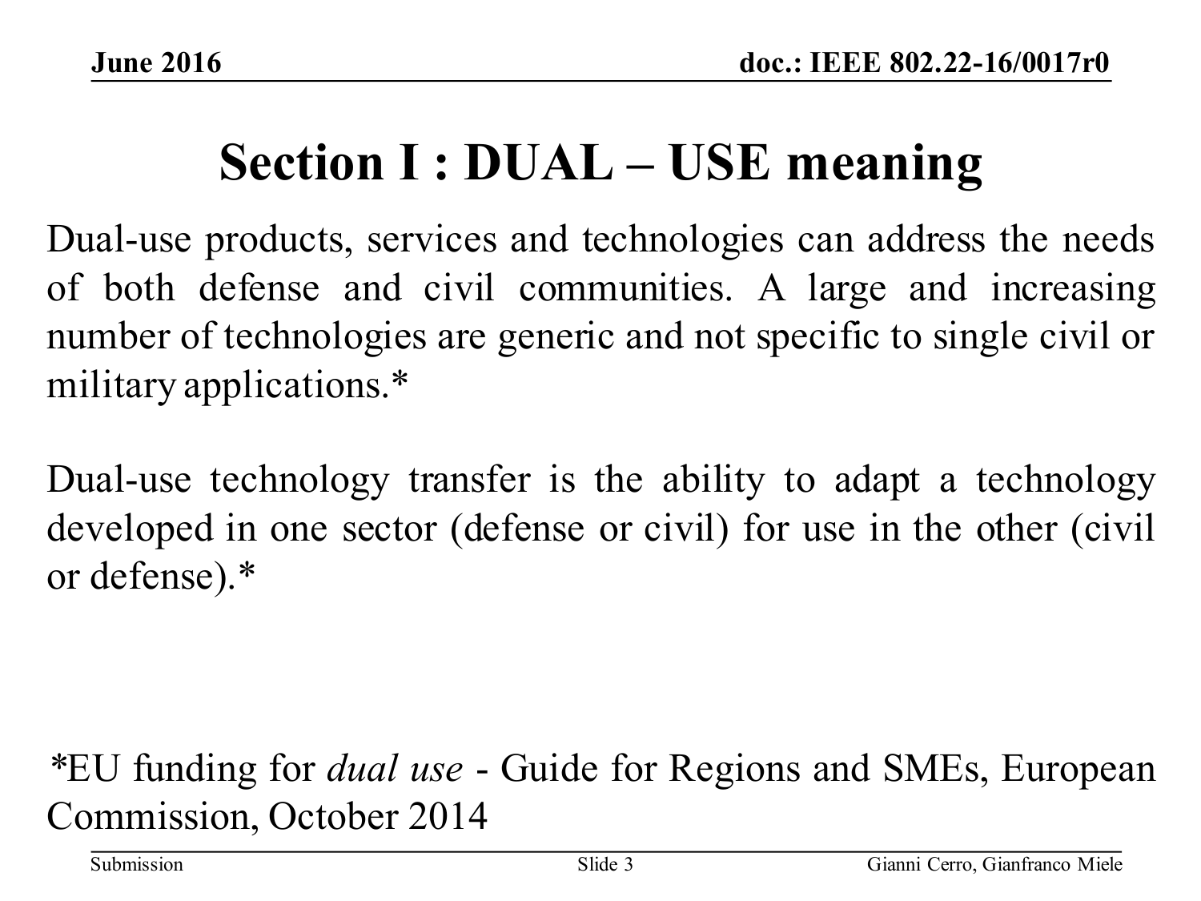# Section I : DUAL – USE meaning

Dual-use products, services and technologies can address the needs of both defense and civil communities. A large and increasing number of technologies are generic and not specific to single civil or military applications.*

Dual-use technology transfer is the ability to adapt a technology developed in one sector (defense or civil) for use in the other (civil or defense).*

*EU funding for *dual use* - Guide for Regions and SMEs, European Commission, October 2014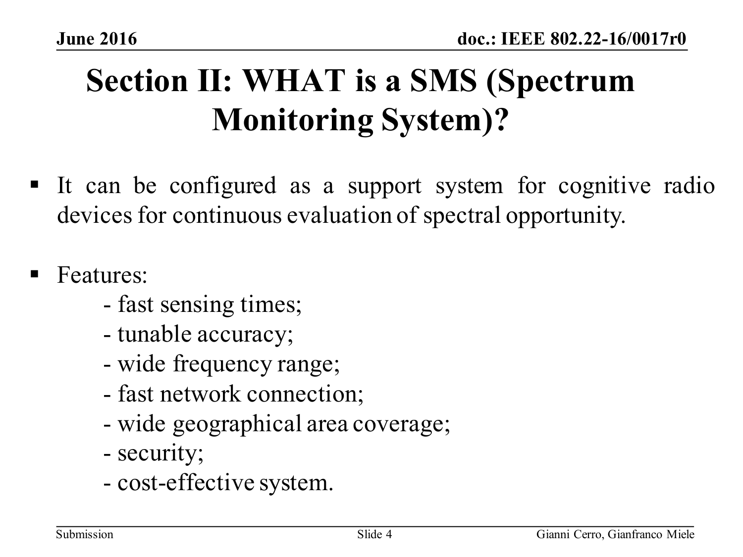# Section II: WHAT is a SMS (Spectrum Monitoring System)?

- It can be configured as a support system for cognitive radio devices for continuous evaluation of spectral opportunity.

- Features:
  - fast sensing times;
  - tunable accuracy;
  - wide frequency range;
  - fast network connection;
  - wide geographical area coverage;
  - security;
  - cost-effective system.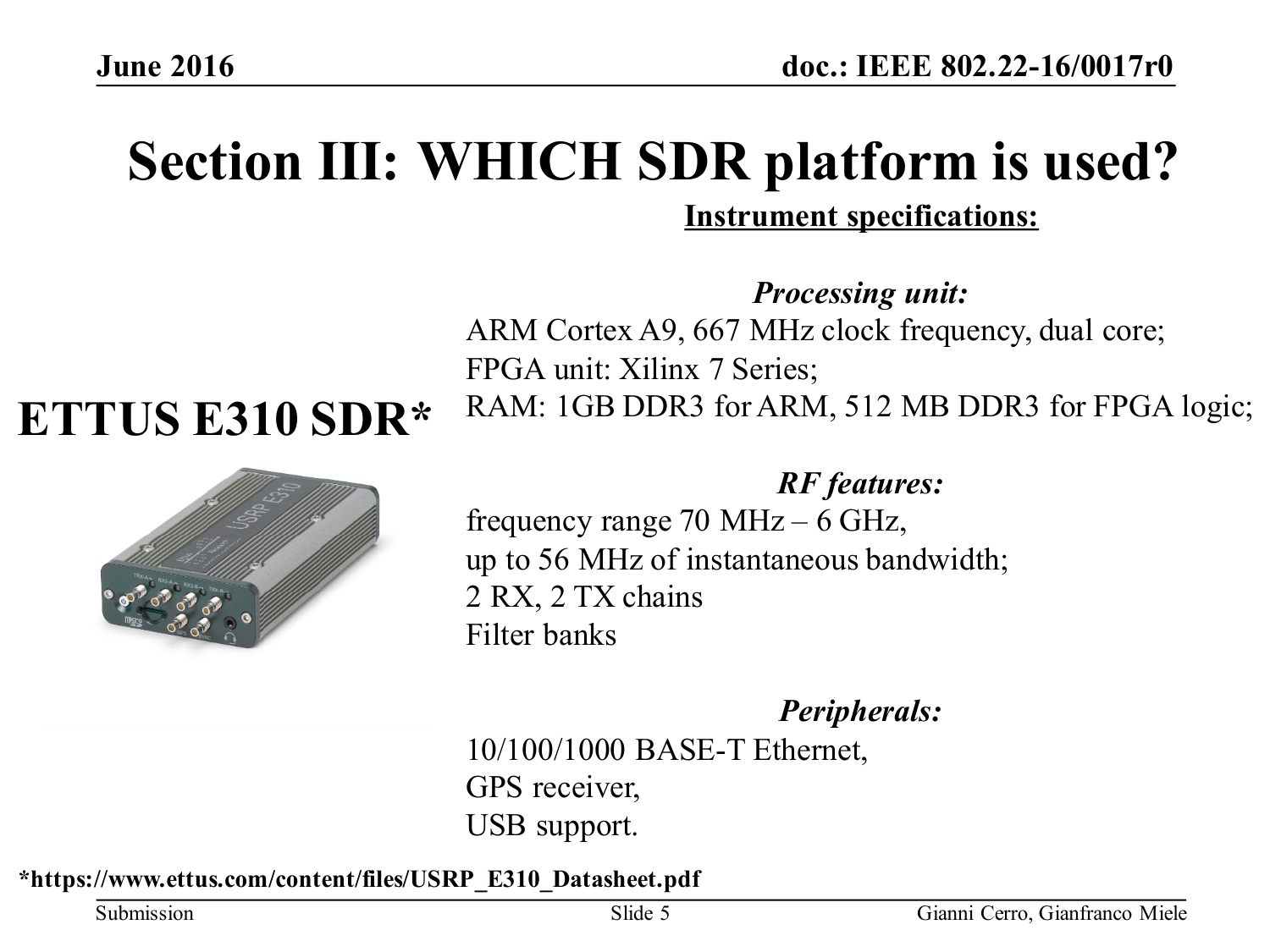# Section III: WHICH SDR platform is used?

## ETTUS E310 SDR*

**Instrument specifications:**

***Processing unit:***

ARM Cortex A9, 667 MHz clock frequency, dual core;
FPGA unit: Xilinx 7 Series;
RAM: 1GB DDR3 for ARM, 512 MB DDR3 for FPGA logic;

***RF features:***

frequency range 70 MHz – 6 GHz,
up to 56 MHz of instantaneous bandwidth;
2 RX, 2 TX chains
Filter banks

***Peripherals:***

10/100/1000 BASE-T Ethernet,
GPS receiver,
USB support.

**\*https://www.ettus.com/content/files/USRP_E310_Datasheet.pdf**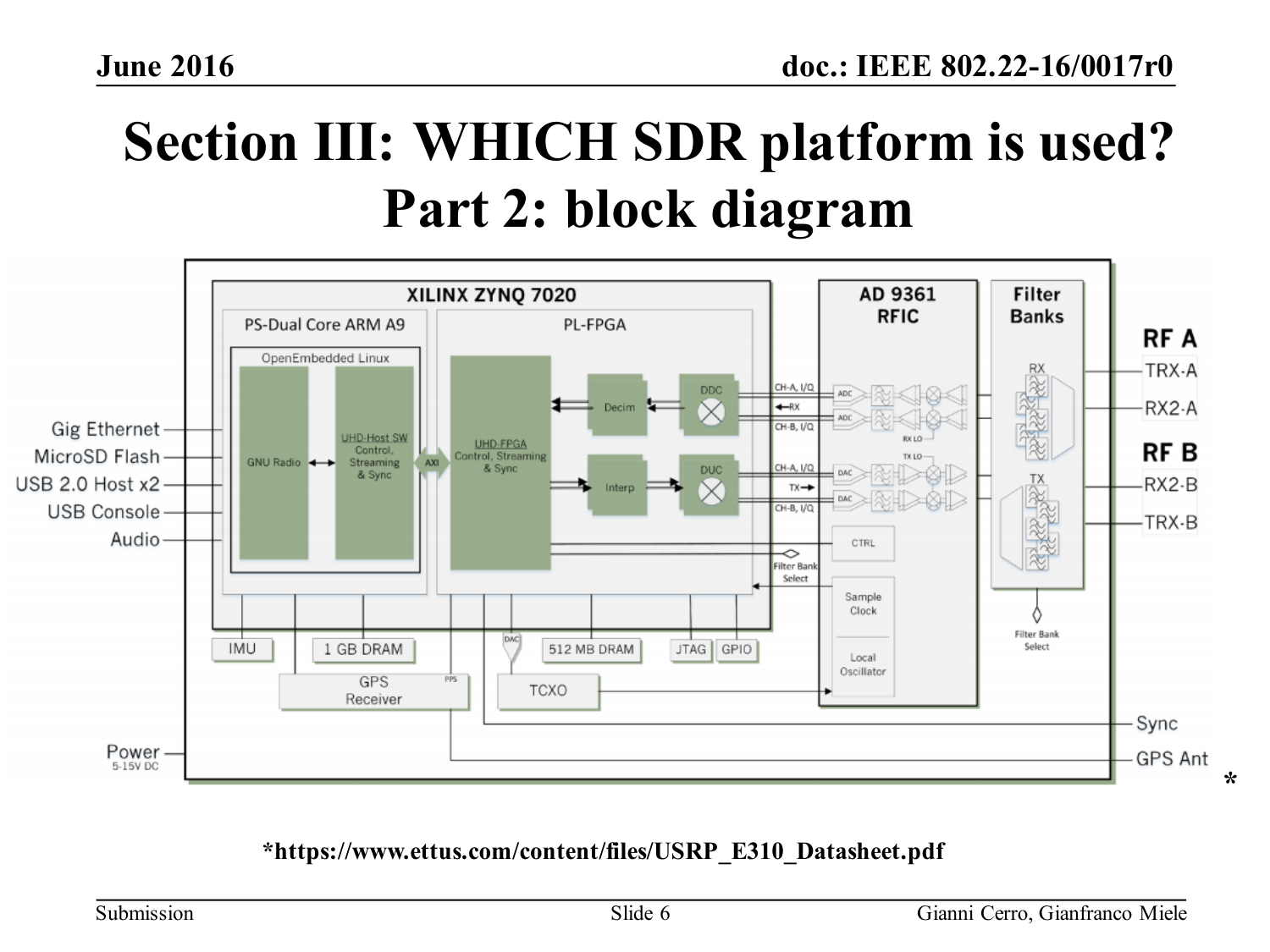# Section III: WHICH SDR platform is used? Part 2: block diagram

*https://www.ettus.com/content/files/USRP_E310_Datasheet.pdf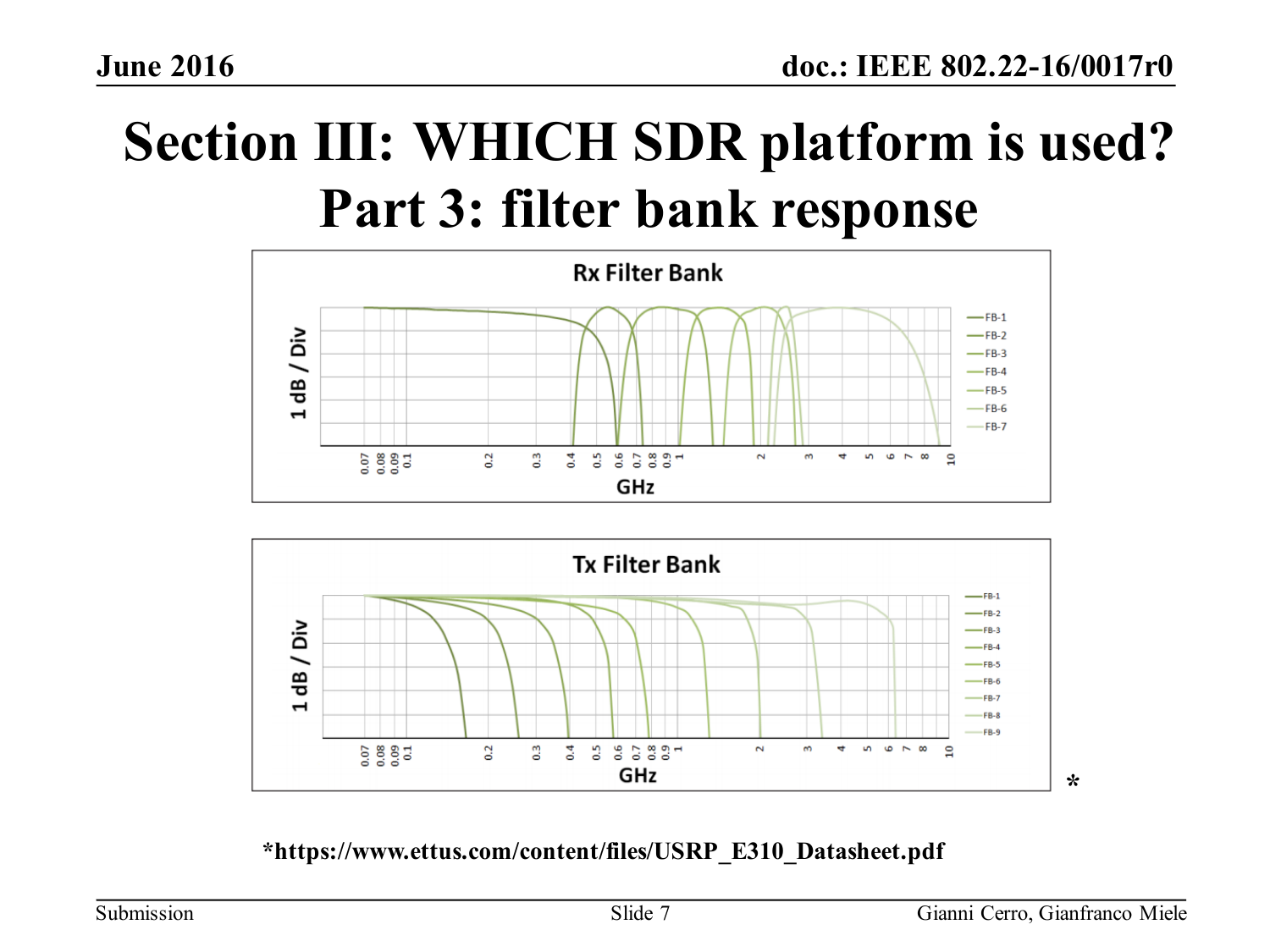# Section III: WHICH SDR platform is used? Part 3: filter bank response

**Rx Filter Bank**

1 dB / Div

0.07 0.08 0.09 0.1 0.2 0.3 0.4 0.5 0.6 0.7 0.8 0.9 1 2 3 4 5 6 7 8 10

GHz

FB-1, FB-2, FB-3, FB-4, FB-5, FB-6, FB-7

**Tx Filter Bank**

1 dB / Div

0.07 0.08 0.09 0.1 0.2 0.3 0.4 0.5 0.6 0.7 0.8 0.9 1 2 3 4 5 6 7 8 10

GHz

FB-1, FB-2, FB-3, FB-4, FB-5, FB-6, FB-7, FB-8, FB-9

*

**\*https://www.ettus.com/content/files/USRP_E310_Datasheet.pdf**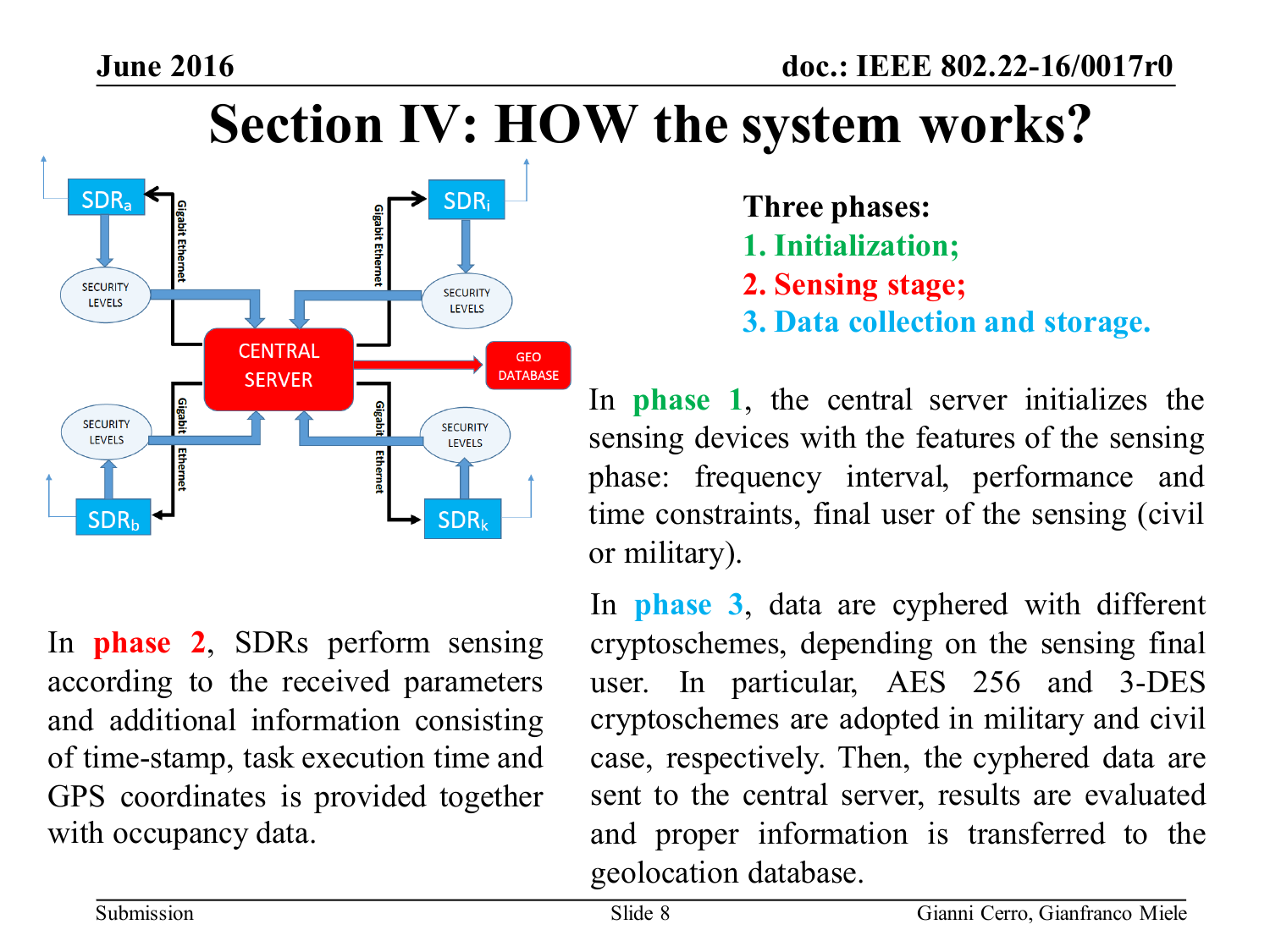# Section IV: HOW the system works?

**Three phases:**

1. **Initialization;**
2. **Sensing stage;**
3. **Data collection and storage.**

In **phase 1**, the central server initializes the sensing devices with the features of the sensing phase: frequency interval, performance and time constraints, final user of the sensing (civil or military).

In **phase 2**, SDRs perform sensing according to the received parameters and additional information consisting of time-stamp, task execution time and GPS coordinates is provided together with occupancy data.

In **phase 3**, data are cyphered with different cryptoschemes, depending on the sensing final user. In particular, AES 256 and 3-DES cryptoschemes are adopted in military and civil case, respectively. Then, the cyphered data are sent to the central server, results are evaluated and proper information is transferred to the geolocation database.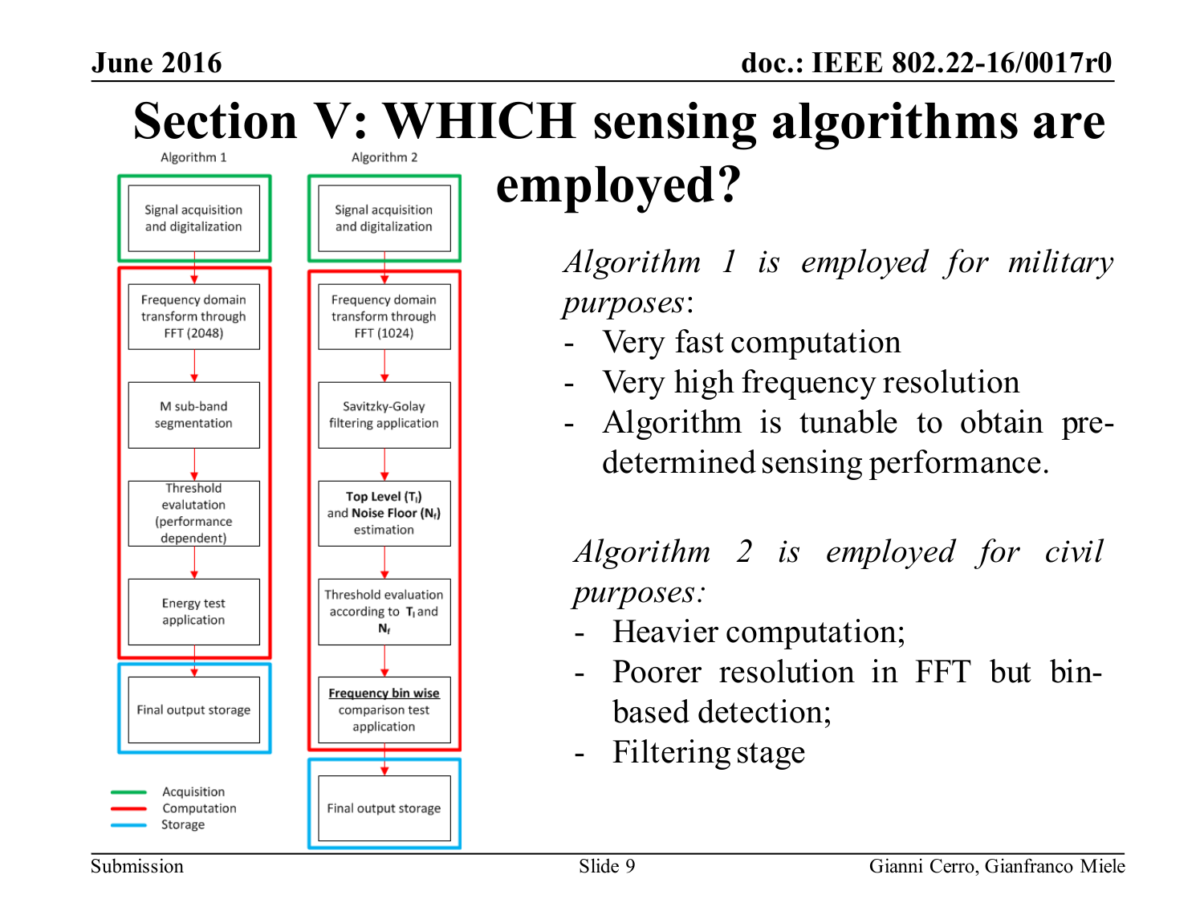# Section V: WHICH sensing algorithms are employed?

Algorithm 1

Signal acquisition and digitalization

Frequency domain transform through FFT (2048)

M sub-band segmentation

Threshold evalutation (performance dependent)

Energy test application

Final output storage

Algorithm 2

Signal acquisition and digitalization

Frequency domain transform through FFT (1024)

Savitzky-Golay filtering application

**Top Level ($T_l$)** and **Noise Floor ($N_f$)** estimation

Threshold evaluation according to $T_l$ and $N_f$

**Frequency bin wise** comparison test application

Final output storage

Acquisition

Computation

Storage

*Algorithm 1 is employed for military purposes*:

- Very fast computation
- Very high frequency resolution
- Algorithm is tunable to obtain pre-determined sensing performance.

*Algorithm 2 is employed for civil purposes:*

- Heavier computation;
- Poorer resolution in FFT but bin-based detection;
- Filtering stage